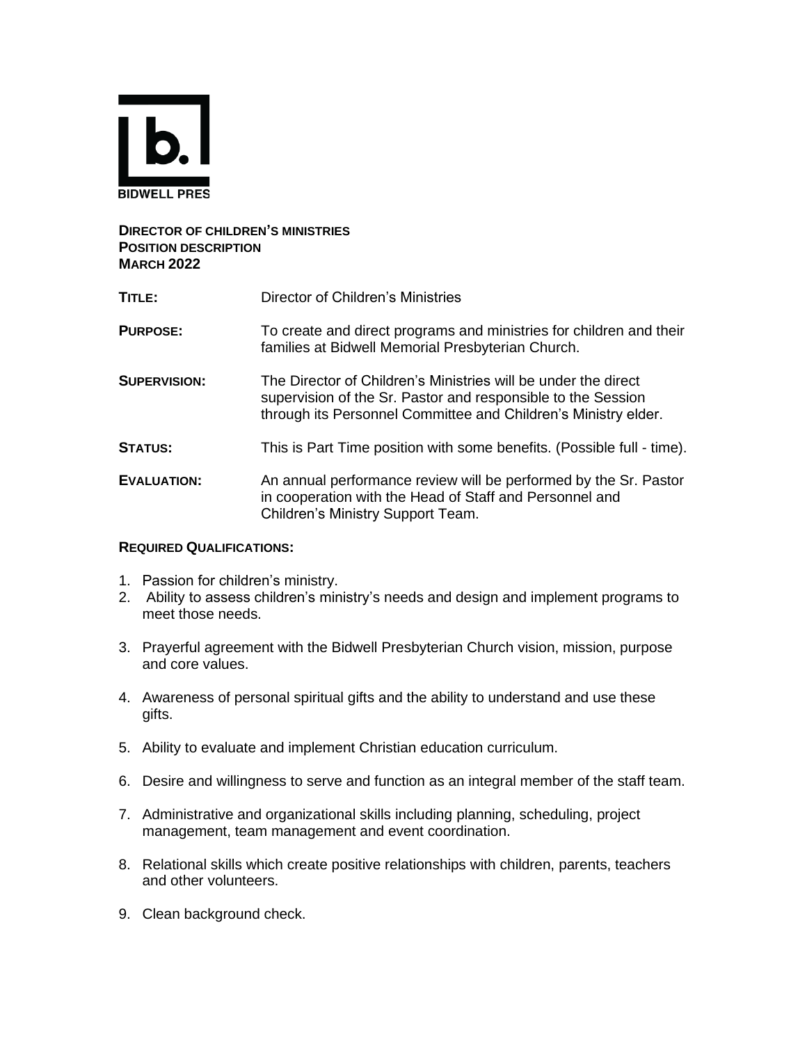BIDWELL PRES

**DIRECTOR OF CHILDREN'S MINISTRIES**
**POSITION DESCRIPTION**
**MARCH 2022**

**TITLE:** Director of Children's Ministries

**PURPOSE:** To create and direct programs and ministries for children and their families at Bidwell Memorial Presbyterian Church.

**SUPERVISION:** The Director of Children's Ministries will be under the direct supervision of the Sr. Pastor and responsible to the Session through its Personnel Committee and Children's Ministry elder.

**STATUS:** This is Part Time position with some benefits. (Possible full - time).

**EVALUATION:** An annual performance review will be performed by the Sr. Pastor in cooperation with the Head of Staff and Personnel and Children's Ministry Support Team.

**REQUIRED QUALIFICATIONS:**

1. Passion for children's ministry.
2. Ability to assess children's ministry's needs and design and implement programs to meet those needs.
3. Prayerful agreement with the Bidwell Presbyterian Church vision, mission, purpose and core values.
4. Awareness of personal spiritual gifts and the ability to understand and use these gifts.
5. Ability to evaluate and implement Christian education curriculum.
6. Desire and willingness to serve and function as an integral member of the staff team.
7. Administrative and organizational skills including planning, scheduling, project management, team management and event coordination.
8. Relational skills which create positive relationships with children, parents, teachers and other volunteers.
9. Clean background check.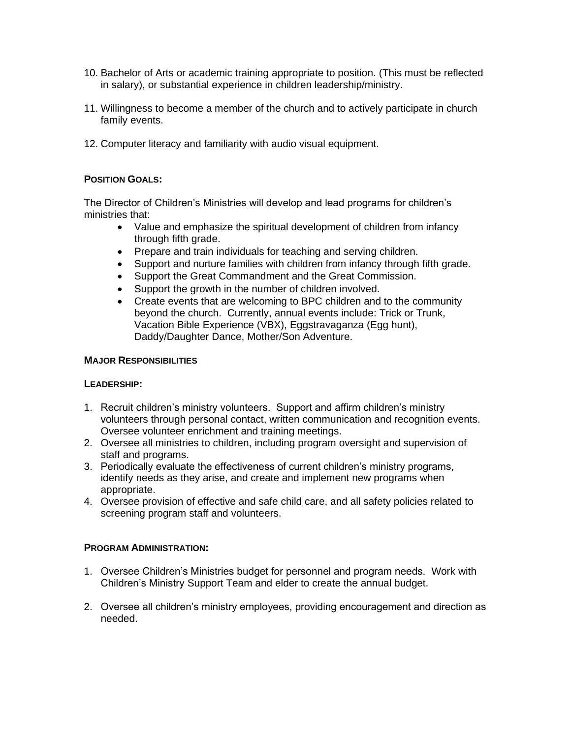10. Bachelor of Arts or academic training appropriate to position. (This must be reflected in salary), or substantial experience in children leadership/ministry.

11. Willingness to become a member of the church and to actively participate in church family events.

12. Computer literacy and familiarity with audio visual equipment.

**POSITION GOALS:**

The Director of Children's Ministries will develop and lead programs for children's ministries that:

- Value and emphasize the spiritual development of children from infancy through fifth grade.
- Prepare and train individuals for teaching and serving children.
- Support and nurture families with children from infancy through fifth grade.
- Support the Great Commandment and the Great Commission.
- Support the growth in the number of children involved.
- Create events that are welcoming to BPC children and to the community beyond the church. Currently, annual events include: Trick or Trunk, Vacation Bible Experience (VBX), Eggstravaganza (Egg hunt), Daddy/Daughter Dance, Mother/Son Adventure.

**MAJOR RESPONSIBILITIES**

**LEADERSHIP:**

1. Recruit children's ministry volunteers. Support and affirm children's ministry volunteers through personal contact, written communication and recognition events. Oversee volunteer enrichment and training meetings.
2. Oversee all ministries to children, including program oversight and supervision of staff and programs.
3. Periodically evaluate the effectiveness of current children's ministry programs, identify needs as they arise, and create and implement new programs when appropriate.
4. Oversee provision of effective and safe child care, and all safety policies related to screening program staff and volunteers.

**PROGRAM ADMINISTRATION:**

1. Oversee Children's Ministries budget for personnel and program needs. Work with Children's Ministry Support Team and elder to create the annual budget.

2. Oversee all children's ministry employees, providing encouragement and direction as needed.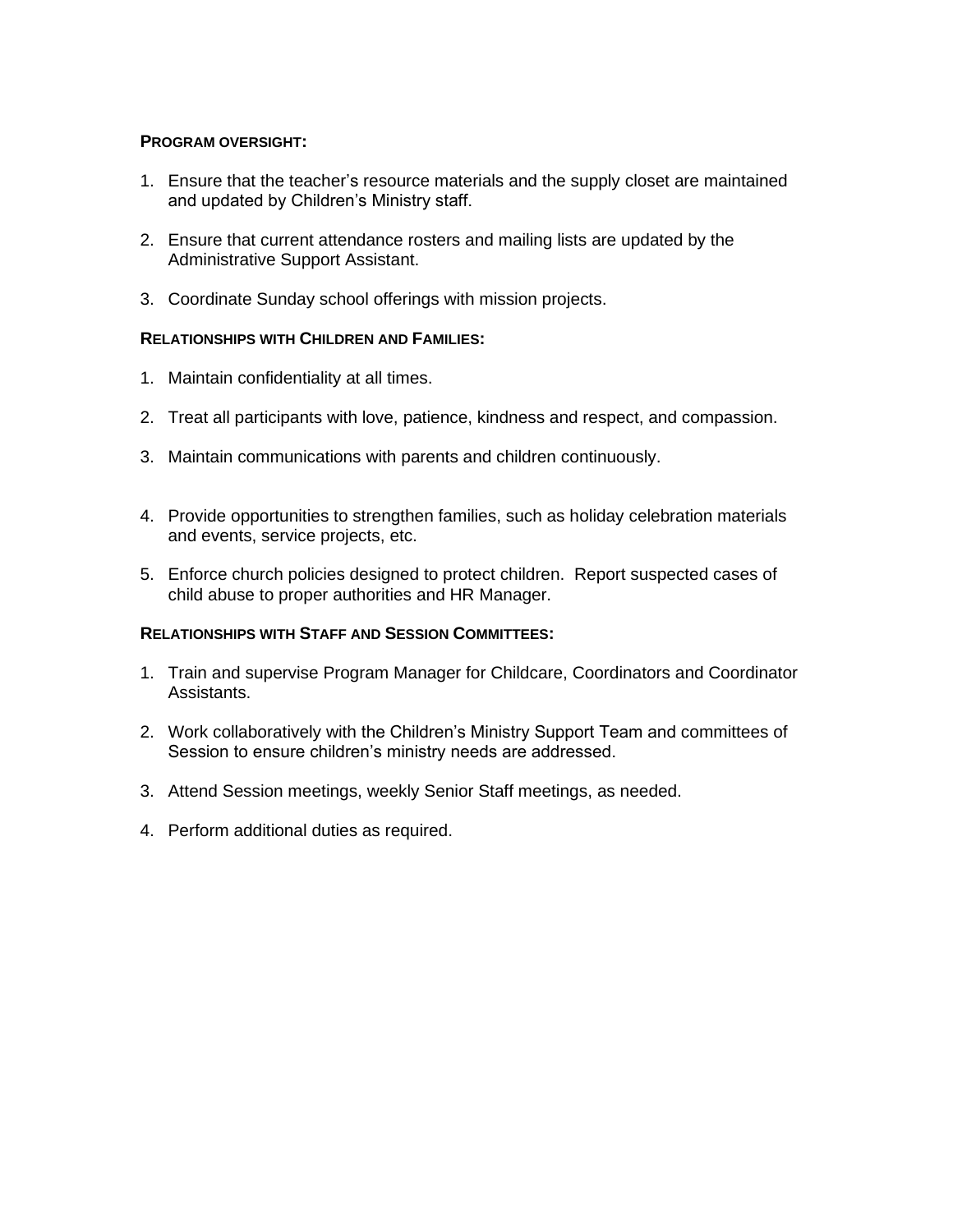**PROGRAM OVERSIGHT:**

1. Ensure that the teacher's resource materials and the supply closet are maintained and updated by Children's Ministry staff.

2. Ensure that current attendance rosters and mailing lists are updated by the Administrative Support Assistant.

3. Coordinate Sunday school offerings with mission projects.

**RELATIONSHIPS WITH CHILDREN AND FAMILIES:**

1. Maintain confidentiality at all times.

2. Treat all participants with love, patience, kindness and respect, and compassion.

3. Maintain communications with parents and children continuously.

4. Provide opportunities to strengthen families, such as holiday celebration materials and events, service projects, etc.

5. Enforce church policies designed to protect children. Report suspected cases of child abuse to proper authorities and HR Manager.

**RELATIONSHIPS WITH STAFF AND SESSION COMMITTEES:**

1. Train and supervise Program Manager for Childcare, Coordinators and Coordinator Assistants.

2. Work collaboratively with the Children's Ministry Support Team and committees of Session to ensure children's ministry needs are addressed.

3. Attend Session meetings, weekly Senior Staff meetings, as needed.

4. Perform additional duties as required.